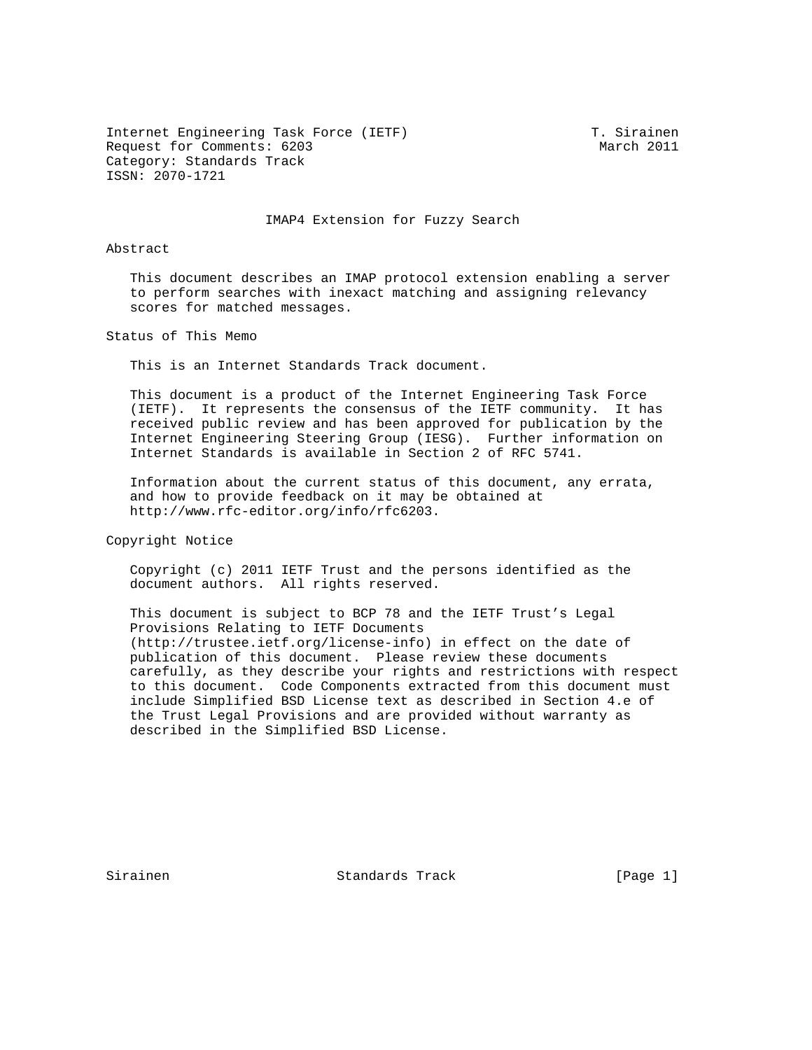Internet Engineering Task Force (IETF)                        T. Sirainen
Request for Comments: 6203                                     March 2011
Category: Standards Track
ISSN: 2070-1721

# IMAP4 Extension for Fuzzy Search

## Abstract

This document describes an IMAP protocol extension enabling a server to perform searches with inexact matching and assigning relevancy scores for matched messages.

## Status of This Memo

This is an Internet Standards Track document.

This document is a product of the Internet Engineering Task Force (IETF). It represents the consensus of the IETF community. It has received public review and has been approved for publication by the Internet Engineering Steering Group (IESG). Further information on Internet Standards is available in Section 2 of RFC 5741.

Information about the current status of this document, any errata, and how to provide feedback on it may be obtained at http://www.rfc-editor.org/info/rfc6203.

## Copyright Notice

Copyright (c) 2011 IETF Trust and the persons identified as the document authors. All rights reserved.

This document is subject to BCP 78 and the IETF Trust's Legal Provisions Relating to IETF Documents (http://trustee.ietf.org/license-info) in effect on the date of publication of this document. Please review these documents carefully, as they describe your rights and restrictions with respect to this document. Code Components extracted from this document must include Simplified BSD License text as described in Section 4.e of the Trust Legal Provisions and are provided without warranty as described in the Simplified BSD License.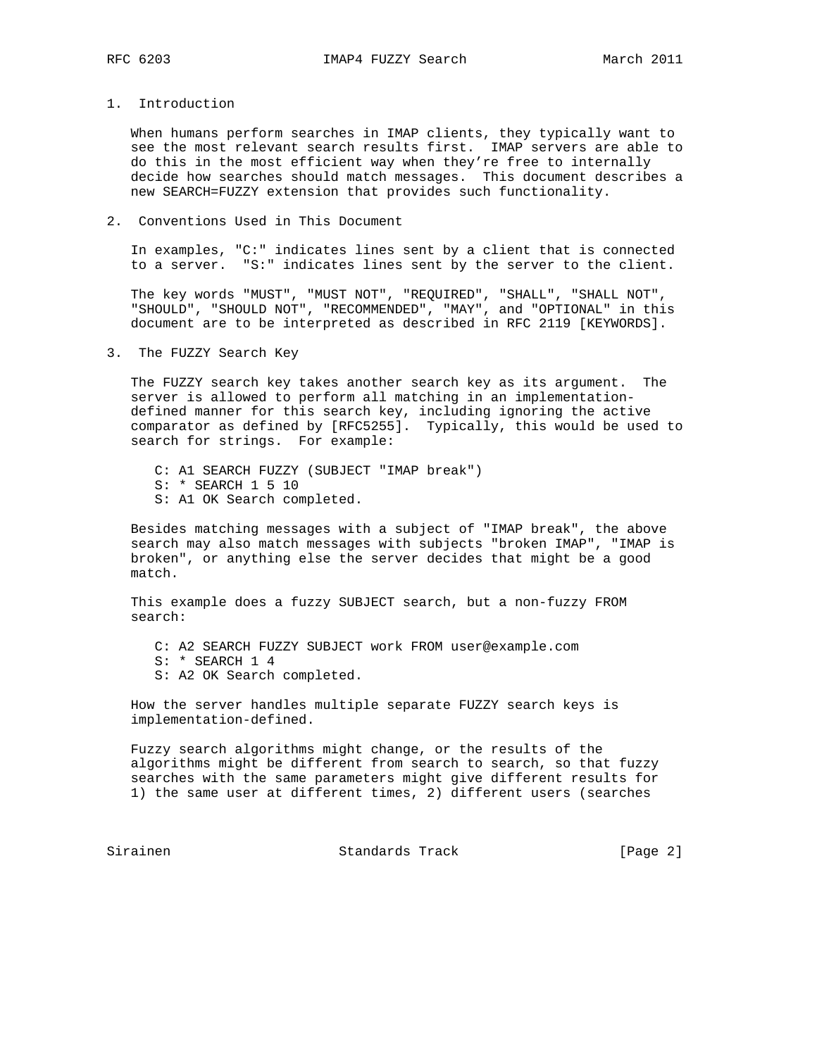## 1. Introduction

When humans perform searches in IMAP clients, they typically want to see the most relevant search results first. IMAP servers are able to do this in the most efficient way when they're free to internally decide how searches should match messages. This document describes a new SEARCH=FUZZY extension that provides such functionality.

## 2. Conventions Used in This Document

In examples, "C:" indicates lines sent by a client that is connected to a server. "S:" indicates lines sent by the server to the client.

The key words "MUST", "MUST NOT", "REQUIRED", "SHALL", "SHALL NOT", "SHOULD", "SHOULD NOT", "RECOMMENDED", "MAY", and "OPTIONAL" in this document are to be interpreted as described in RFC 2119 [KEYWORDS].

## 3. The FUZZY Search Key

The FUZZY search key takes another search key as its argument. The server is allowed to perform all matching in an implementation-defined manner for this search key, including ignoring the active comparator as defined by [RFC5255]. Typically, this would be used to search for strings. For example:

```
C: A1 SEARCH FUZZY (SUBJECT "IMAP break")
S: * SEARCH 1 5 10
S: A1 OK Search completed.
```

Besides matching messages with a subject of "IMAP break", the above search may also match messages with subjects "broken IMAP", "IMAP is broken", or anything else the server decides that might be a good match.

This example does a fuzzy SUBJECT search, but a non-fuzzy FROM search:

```
C: A2 SEARCH FUZZY SUBJECT work FROM user@example.com
S: * SEARCH 1 4
S: A2 OK Search completed.
```

How the server handles multiple separate FUZZY search keys is implementation-defined.

Fuzzy search algorithms might change, or the results of the algorithms might be different from search to search, so that fuzzy searches with the same parameters might give different results for 1) the same user at different times, 2) different users (searches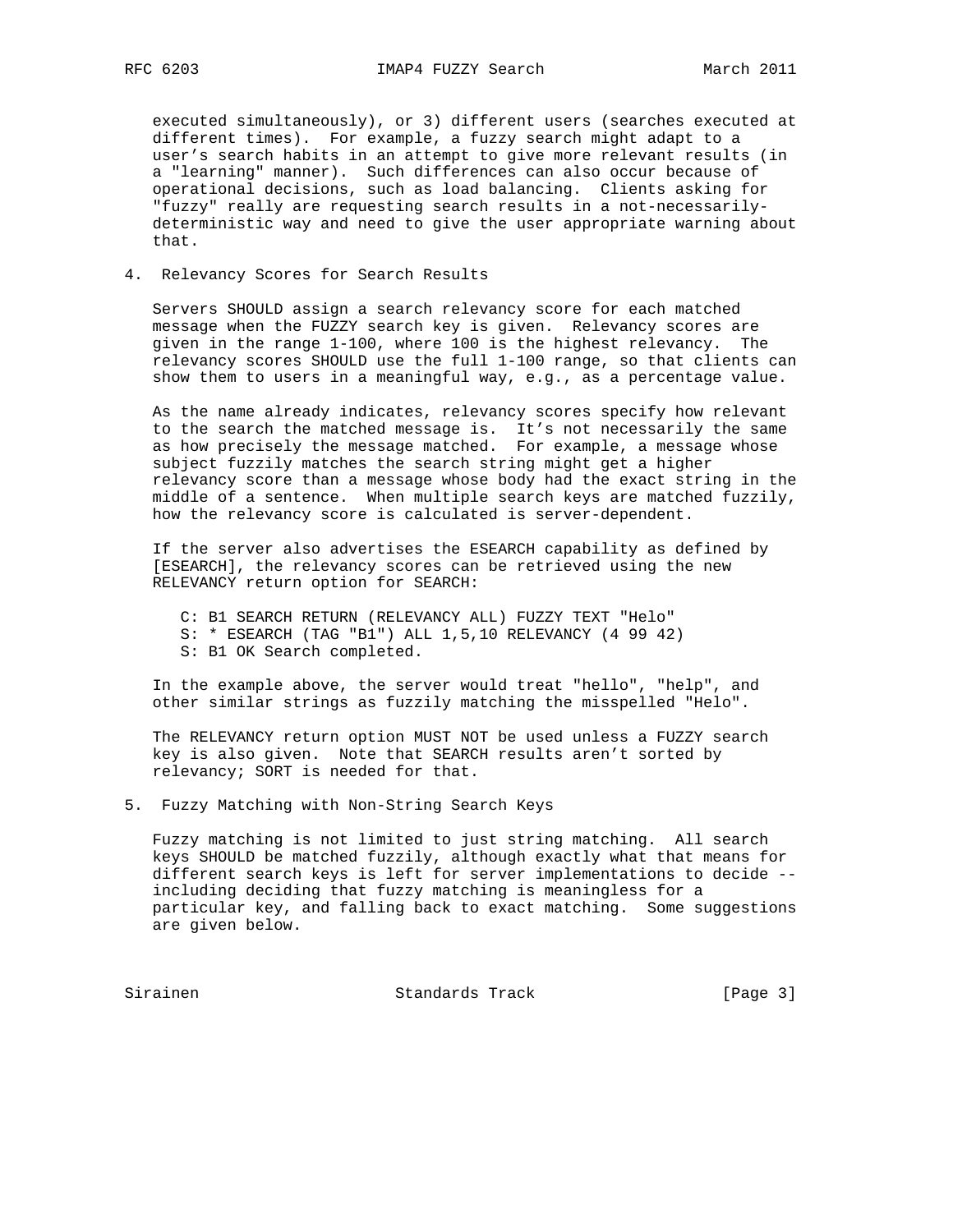executed simultaneously), or 3) different users (searches executed at different times). For example, a fuzzy search might adapt to a user's search habits in an attempt to give more relevant results (in a "learning" manner). Such differences can also occur because of operational decisions, such as load balancing. Clients asking for "fuzzy" really are requesting search results in a not-necessarily-deterministic way and need to give the user appropriate warning about that.

## 4. Relevancy Scores for Search Results

Servers SHOULD assign a search relevancy score for each matched message when the FUZZY search key is given. Relevancy scores are given in the range 1-100, where 100 is the highest relevancy. The relevancy scores SHOULD use the full 1-100 range, so that clients can show them to users in a meaningful way, e.g., as a percentage value.

As the name already indicates, relevancy scores specify how relevant to the search the matched message is. It's not necessarily the same as how precisely the message matched. For example, a message whose subject fuzzily matches the search string might get a higher relevancy score than a message whose body had the exact string in the middle of a sentence. When multiple search keys are matched fuzzily, how the relevancy score is calculated is server-dependent.

If the server also advertises the ESEARCH capability as defined by [ESEARCH], the relevancy scores can be retrieved using the new RELEVANCY return option for SEARCH:

```
C: B1 SEARCH RETURN (RELEVANCY ALL) FUZZY TEXT "Helo"
S: * ESEARCH (TAG "B1") ALL 1,5,10 RELEVANCY (4 99 42)
S: B1 OK Search completed.
```

In the example above, the server would treat "hello", "help", and other similar strings as fuzzily matching the misspelled "Helo".

The RELEVANCY return option MUST NOT be used unless a FUZZY search key is also given. Note that SEARCH results aren't sorted by relevancy; SORT is needed for that.

## 5. Fuzzy Matching with Non-String Search Keys

Fuzzy matching is not limited to just string matching. All search keys SHOULD be matched fuzzily, although exactly what that means for different search keys is left for server implementations to decide -- including deciding that fuzzy matching is meaningless for a particular key, and falling back to exact matching. Some suggestions are given below.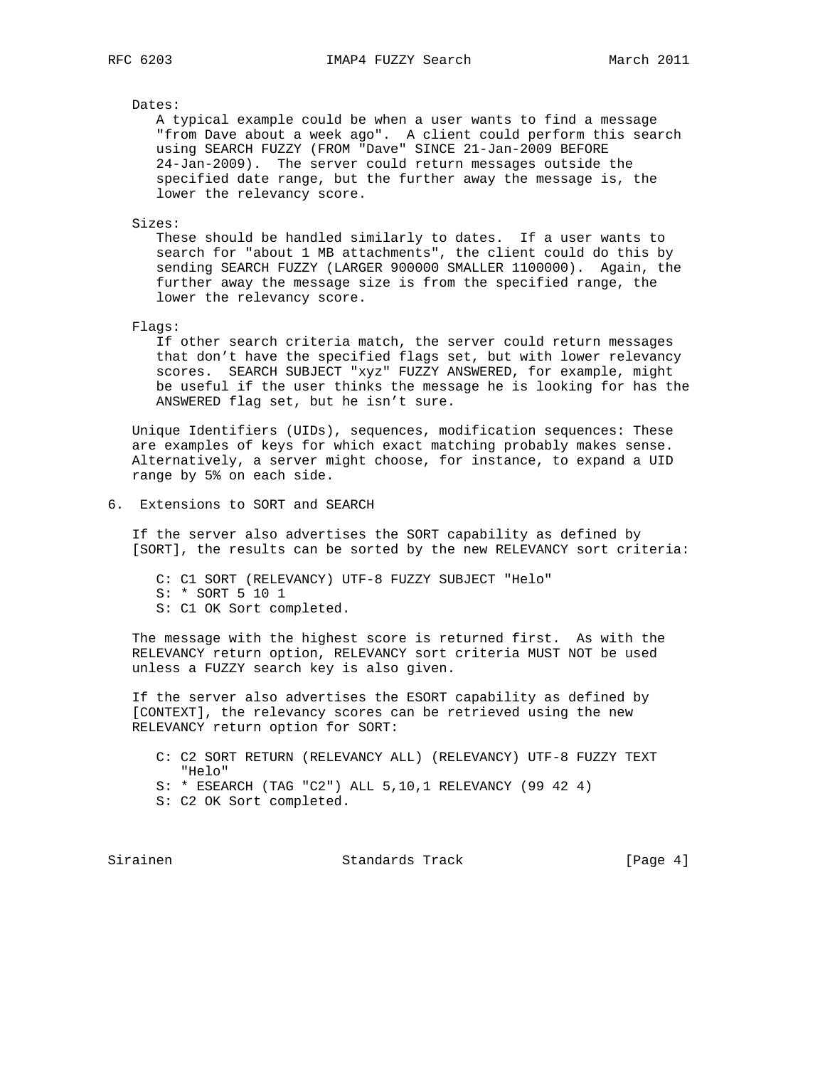Dates:
A typical example could be when a user wants to find a message "from Dave about a week ago". A client could perform this search using SEARCH FUZZY (FROM "Dave" SINCE 21-Jan-2009 BEFORE 24-Jan-2009). The server could return messages outside the specified date range, but the further away the message is, the lower the relevancy score.

Sizes:
These should be handled similarly to dates. If a user wants to search for "about 1 MB attachments", the client could do this by sending SEARCH FUZZY (LARGER 900000 SMALLER 1100000). Again, the further away the message size is from the specified range, the lower the relevancy score.

Flags:
If other search criteria match, the server could return messages that don't have the specified flags set, but with lower relevancy scores. SEARCH SUBJECT "xyz" FUZZY ANSWERED, for example, might be useful if the user thinks the message he is looking for has the ANSWERED flag set, but he isn't sure.

Unique Identifiers (UIDs), sequences, modification sequences: These are examples of keys for which exact matching probably makes sense. Alternatively, a server might choose, for instance, to expand a UID range by 5% on each side.

## 6. Extensions to SORT and SEARCH

If the server also advertises the SORT capability as defined by [SORT], the results can be sorted by the new RELEVANCY sort criteria:

```
C: C1 SORT (RELEVANCY) UTF-8 FUZZY SUBJECT "Helo"
S: * SORT 5 10 1
S: C1 OK Sort completed.
```

The message with the highest score is returned first. As with the RELEVANCY return option, RELEVANCY sort criteria MUST NOT be used unless a FUZZY search key is also given.

If the server also advertises the ESORT capability as defined by [CONTEXT], the relevancy scores can be retrieved using the new RELEVANCY return option for SORT:

```
C: C2 SORT RETURN (RELEVANCY ALL) (RELEVANCY) UTF-8 FUZZY TEXT
   "Helo"
S: * ESEARCH (TAG "C2") ALL 5,10,1 RELEVANCY (99 42 4)
S: C2 OK Sort completed.
```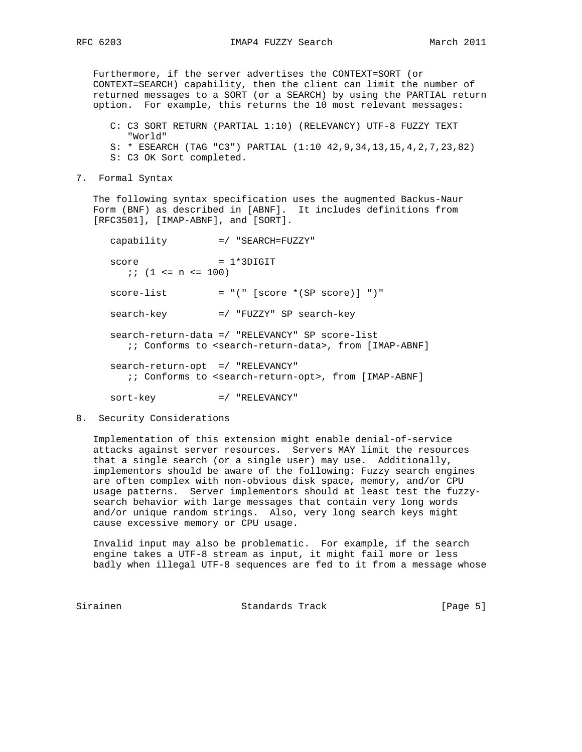Furthermore, if the server advertises the CONTEXT=SORT (or CONTEXT=SEARCH) capability, then the client can limit the number of returned messages to a SORT (or a SEARCH) by using the PARTIAL return option. For example, this returns the 10 most relevant messages:

```
C: C3 SORT RETURN (PARTIAL 1:10) (RELEVANCY) UTF-8 FUZZY TEXT
   "World"
S: * ESEARCH (TAG "C3") PARTIAL (1:10 42,9,34,13,15,4,2,7,23,82)
S: C3 OK Sort completed.
```

## 7. Formal Syntax

The following syntax specification uses the augmented Backus-Naur Form (BNF) as described in [ABNF]. It includes definitions from [RFC3501], [IMAP-ABNF], and [SORT].

```
capability         =/ "SEARCH=FUZZY"

score              = 1*3DIGIT
   ;; (1 <= n <= 100)

score-list         = "(" [score *(SP score)] ")"

search-key         =/ "FUZZY" SP search-key

search-return-data =/ "RELEVANCY" SP score-list
   ;; Conforms to <search-return-data>, from [IMAP-ABNF]

search-return-opt  =/ "RELEVANCY"
   ;; Conforms to <search-return-opt>, from [IMAP-ABNF]

sort-key           =/ "RELEVANCY"
```

## 8. Security Considerations

Implementation of this extension might enable denial-of-service attacks against server resources. Servers MAY limit the resources that a single search (or a single user) may use. Additionally, implementors should be aware of the following: Fuzzy search engines are often complex with non-obvious disk space, memory, and/or CPU usage patterns. Server implementors should at least test the fuzzy-search behavior with large messages that contain very long words and/or unique random strings. Also, very long search keys might cause excessive memory or CPU usage.

Invalid input may also be problematic. For example, if the search engine takes a UTF-8 stream as input, it might fail more or less badly when illegal UTF-8 sequences are fed to it from a message whose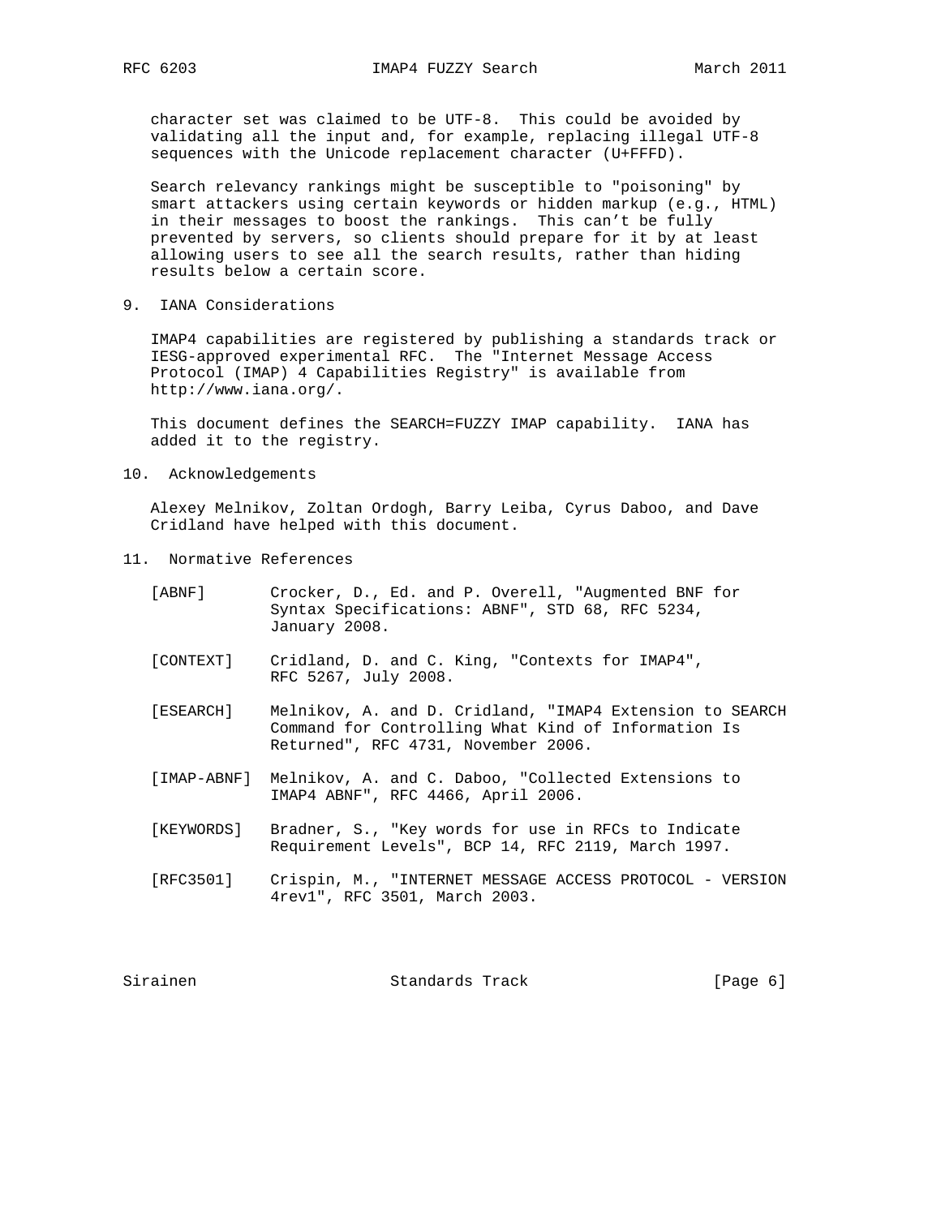character set was claimed to be UTF-8. This could be avoided by validating all the input and, for example, replacing illegal UTF-8 sequences with the Unicode replacement character (U+FFFD).

Search relevancy rankings might be susceptible to "poisoning" by smart attackers using certain keywords or hidden markup (e.g., HTML) in their messages to boost the rankings. This can't be fully prevented by servers, so clients should prepare for it by at least allowing users to see all the search results, rather than hiding results below a certain score.

## 9. IANA Considerations

IMAP4 capabilities are registered by publishing a standards track or IESG-approved experimental RFC. The "Internet Message Access Protocol (IMAP) 4 Capabilities Registry" is available from http://www.iana.org/.

This document defines the SEARCH=FUZZY IMAP capability. IANA has added it to the registry.

## 10. Acknowledgements

Alexey Melnikov, Zoltan Ordogh, Barry Leiba, Cyrus Daboo, and Dave Cridland have helped with this document.

## 11. Normative References

[ABNF] Crocker, D., Ed. and P. Overell, "Augmented BNF for Syntax Specifications: ABNF", STD 68, RFC 5234, January 2008.

[CONTEXT] Cridland, D. and C. King, "Contexts for IMAP4", RFC 5267, July 2008.

[ESEARCH] Melnikov, A. and D. Cridland, "IMAP4 Extension to SEARCH Command for Controlling What Kind of Information Is Returned", RFC 4731, November 2006.

[IMAP-ABNF] Melnikov, A. and C. Daboo, "Collected Extensions to IMAP4 ABNF", RFC 4466, April 2006.

[KEYWORDS] Bradner, S., "Key words for use in RFCs to Indicate Requirement Levels", BCP 14, RFC 2119, March 1997.

[RFC3501] Crispin, M., "INTERNET MESSAGE ACCESS PROTOCOL - VERSION 4rev1", RFC 3501, March 2003.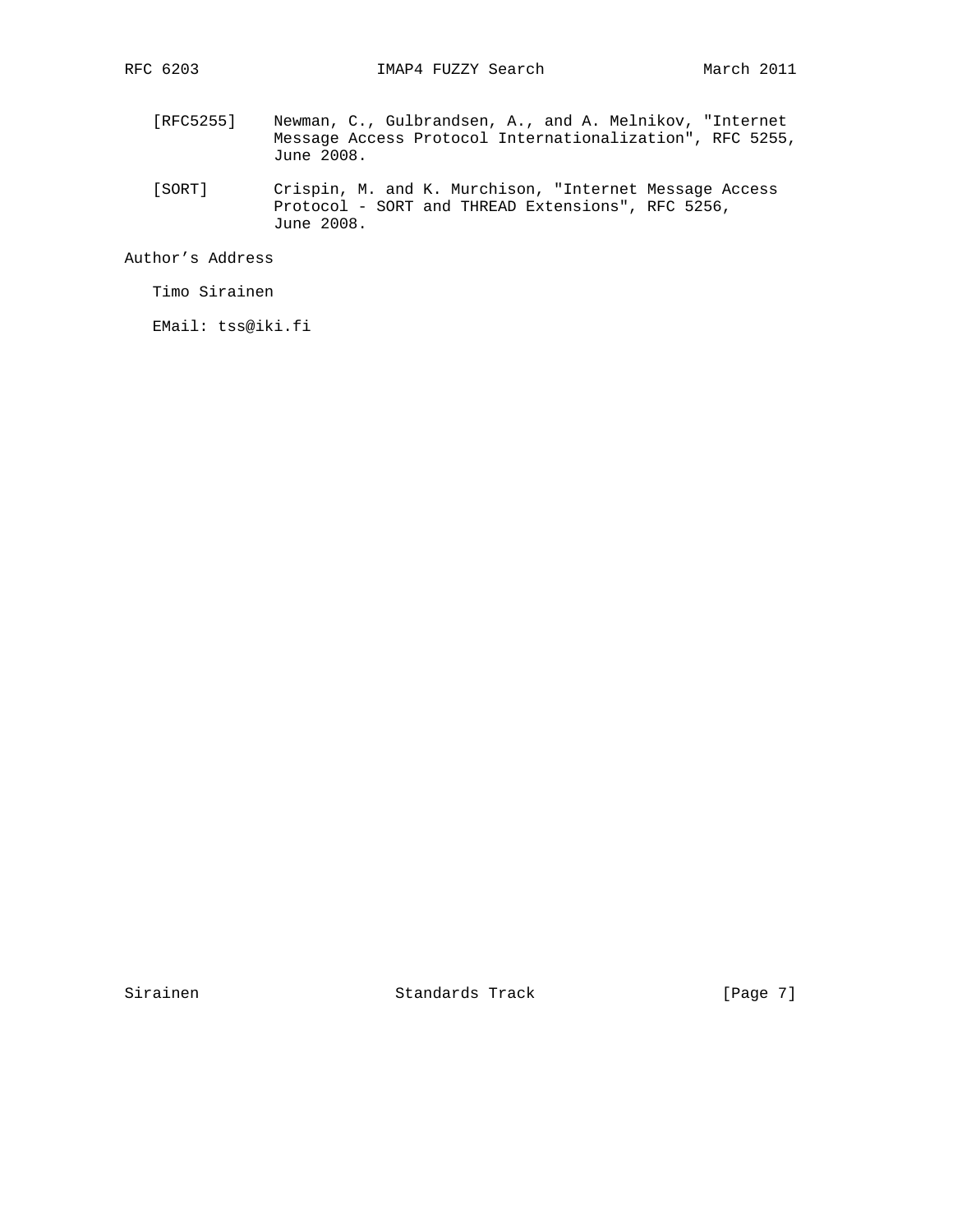[RFC5255] Newman, C., Gulbrandsen, A., and A. Melnikov, "Internet Message Access Protocol Internationalization", RFC 5255, June 2008.

[SORT] Crispin, M. and K. Murchison, "Internet Message Access Protocol - SORT and THREAD Extensions", RFC 5256, June 2008.

## Author's Address

Timo Sirainen

EMail: tss@iki.fi